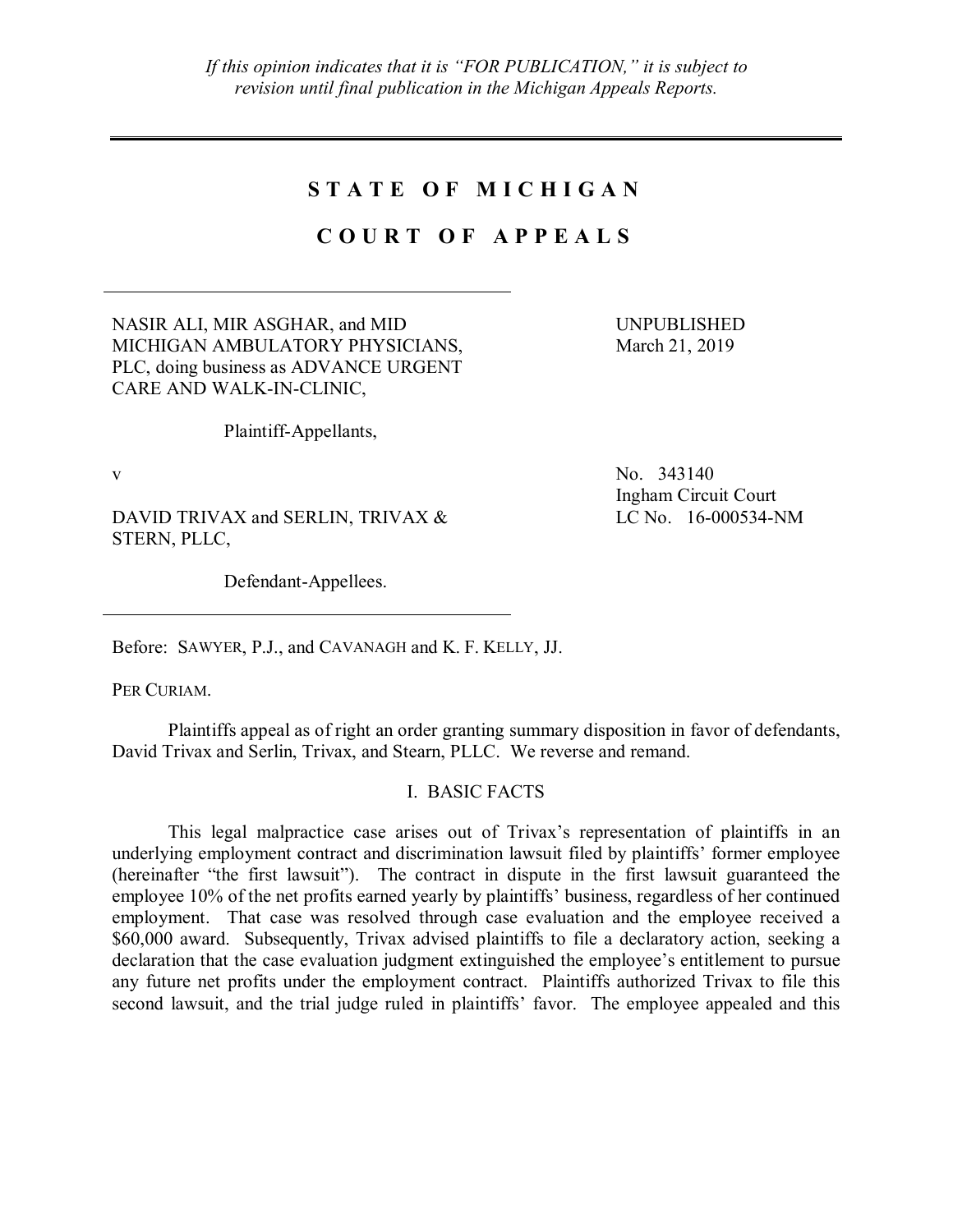*If this opinion indicates that it is "FOR PUBLICATION," it is subject to revision until final publication in the Michigan Appeals Reports.*

---

# STATE OF MICHIGAN

# COURT OF APPEALS

---

NASIR ALI, MIR ASGHAR, and MID MICHIGAN AMBULATORY PHYSICIANS, PLC, doing business as ADVANCE URGENT CARE AND WALK-IN-CLINIC,

Plaintiff-Appellants,

v

DAVID TRIVAX and SERLIN, TRIVAX & STERN, PLLC,

Defendant-Appellees.

---

UNPUBLISHED
March 21, 2019

No. 343140
Ingham Circuit Court
LC No. 16-000534-NM

Before: SAWYER, P.J., and CAVANAGH and K. F. KELLY, JJ.

PER CURIAM.

Plaintiffs appeal as of right an order granting summary disposition in favor of defendants, David Trivax and Serlin, Trivax, and Stearn, PLLC. We reverse and remand.

## I. BASIC FACTS

This legal malpractice case arises out of Trivax's representation of plaintiffs in an underlying employment contract and discrimination lawsuit filed by plaintiffs' former employee (hereinafter "the first lawsuit"). The contract in dispute in the first lawsuit guaranteed the employee 10% of the net profits earned yearly by plaintiffs' business, regardless of her continued employment. That case was resolved through case evaluation and the employee received a $60,000 award. Subsequently, Trivax advised plaintiffs to file a declaratory action, seeking a declaration that the case evaluation judgment extinguished the employee's entitlement to pursue any future net profits under the employment contract. Plaintiffs authorized Trivax to file this second lawsuit, and the trial judge ruled in plaintiffs' favor. The employee appealed and this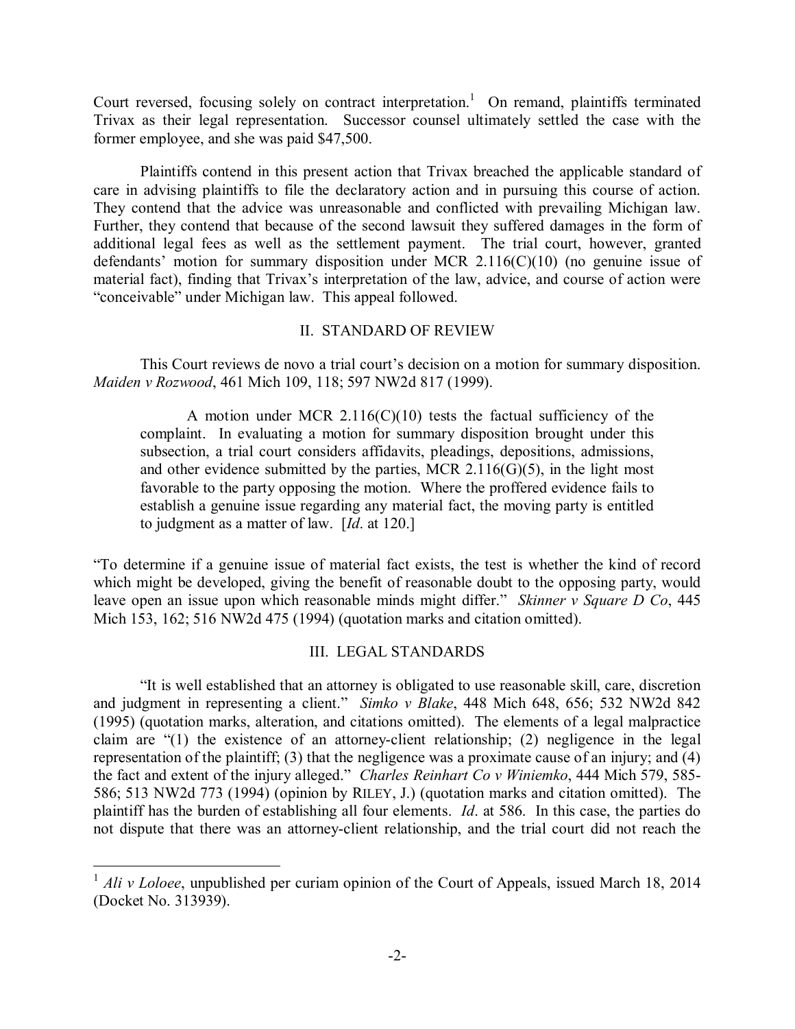Court reversed, focusing solely on contract interpretation.[1] On remand, plaintiffs terminated Trivax as their legal representation. Successor counsel ultimately settled the case with the former employee, and she was paid $47,500.

Plaintiffs contend in this present action that Trivax breached the applicable standard of care in advising plaintiffs to file the declaratory action and in pursuing this course of action. They contend that the advice was unreasonable and conflicted with prevailing Michigan law. Further, they contend that because of the second lawsuit they suffered damages in the form of additional legal fees as well as the settlement payment. The trial court, however, granted defendants' motion for summary disposition under MCR 2.116(C)(10) (no genuine issue of material fact), finding that Trivax's interpretation of the law, advice, and course of action were "conceivable" under Michigan law. This appeal followed.

## II. STANDARD OF REVIEW

This Court reviews de novo a trial court's decision on a motion for summary disposition. *Maiden v Rozwood*, 461 Mich 109, 118; 597 NW2d 817 (1999).

> A motion under MCR 2.116(C)(10) tests the factual sufficiency of the complaint. In evaluating a motion for summary disposition brought under this subsection, a trial court considers affidavits, pleadings, depositions, admissions, and other evidence submitted by the parties, MCR 2.116(G)(5), in the light most favorable to the party opposing the motion. Where the proffered evidence fails to establish a genuine issue regarding any material fact, the moving party is entitled to judgment as a matter of law. [*Id*. at 120.]

"To determine if a genuine issue of material fact exists, the test is whether the kind of record which might be developed, giving the benefit of reasonable doubt to the opposing party, would leave open an issue upon which reasonable minds might differ." *Skinner v Square D Co*, 445 Mich 153, 162; 516 NW2d 475 (1994) (quotation marks and citation omitted).

## III. LEGAL STANDARDS

"It is well established that an attorney is obligated to use reasonable skill, care, discretion and judgment in representing a client." *Simko v Blake*, 448 Mich 648, 656; 532 NW2d 842 (1995) (quotation marks, alteration, and citations omitted). The elements of a legal malpractice claim are "(1) the existence of an attorney-client relationship; (2) negligence in the legal representation of the plaintiff; (3) that the negligence was a proximate cause of an injury; and (4) the fact and extent of the injury alleged." *Charles Reinhart Co v Winiemko*, 444 Mich 579, 585-586; 513 NW2d 773 (1994) (opinion by RILEY, J.) (quotation marks and citation omitted). The plaintiff has the burden of establishing all four elements. *Id*. at 586. In this case, the parties do not dispute that there was an attorney-client relationship, and the trial court did not reach the

---

[1] *Ali v Loloee*, unpublished per curiam opinion of the Court of Appeals, issued March 18, 2014 (Docket No. 313939).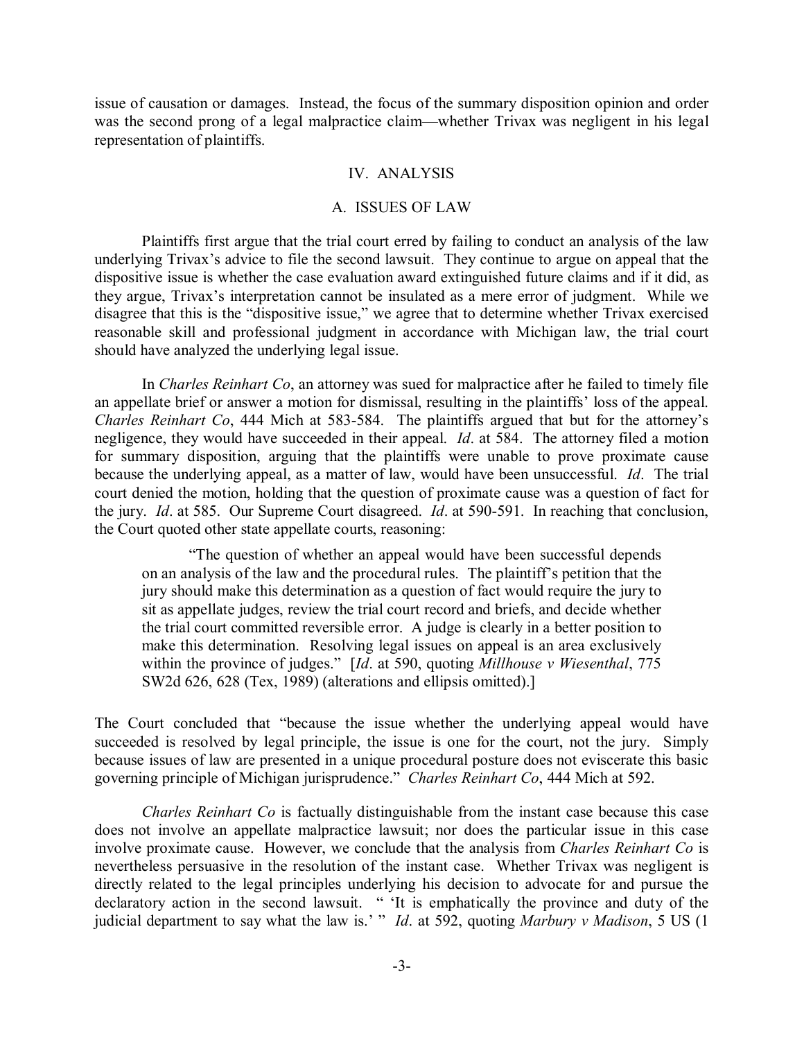issue of causation or damages. Instead, the focus of the summary disposition opinion and order was the second prong of a legal malpractice claim—whether Trivax was negligent in his legal representation of plaintiffs.

## IV. ANALYSIS

### A. ISSUES OF LAW

Plaintiffs first argue that the trial court erred by failing to conduct an analysis of the law underlying Trivax's advice to file the second lawsuit. They continue to argue on appeal that the dispositive issue is whether the case evaluation award extinguished future claims and if it did, as they argue, Trivax's interpretation cannot be insulated as a mere error of judgment. While we disagree that this is the "dispositive issue," we agree that to determine whether Trivax exercised reasonable skill and professional judgment in accordance with Michigan law, the trial court should have analyzed the underlying legal issue.

In *Charles Reinhart Co*, an attorney was sued for malpractice after he failed to timely file an appellate brief or answer a motion for dismissal, resulting in the plaintiffs' loss of the appeal. *Charles Reinhart Co*, 444 Mich at 583-584. The plaintiffs argued that but for the attorney's negligence, they would have succeeded in their appeal. *Id*. at 584. The attorney filed a motion for summary disposition, arguing that the plaintiffs were unable to prove proximate cause because the underlying appeal, as a matter of law, would have been unsuccessful. *Id*. The trial court denied the motion, holding that the question of proximate cause was a question of fact for the jury. *Id*. at 585. Our Supreme Court disagreed. *Id*. at 590-591. In reaching that conclusion, the Court quoted other state appellate courts, reasoning:

> "The question of whether an appeal would have been successful depends on an analysis of the law and the procedural rules. The plaintiff's petition that the jury should make this determination as a question of fact would require the jury to sit as appellate judges, review the trial court record and briefs, and decide whether the trial court committed reversible error. A judge is clearly in a better position to make this determination. Resolving legal issues on appeal is an area exclusively within the province of judges." [*Id*. at 590, quoting *Millhouse v Wiesenthal*, 775 SW2d 626, 628 (Tex, 1989) (alterations and ellipsis omitted).]

The Court concluded that "because the issue whether the underlying appeal would have succeeded is resolved by legal principle, the issue is one for the court, not the jury. Simply because issues of law are presented in a unique procedural posture does not eviscerate this basic governing principle of Michigan jurisprudence." *Charles Reinhart Co*, 444 Mich at 592.

*Charles Reinhart Co* is factually distinguishable from the instant case because this case does not involve an appellate malpractice lawsuit; nor does the particular issue in this case involve proximate cause. However, we conclude that the analysis from *Charles Reinhart Co* is nevertheless persuasive in the resolution of the instant case. Whether Trivax was negligent is directly related to the legal principles underlying his decision to advocate for and pursue the declaratory action in the second lawsuit. " 'It is emphatically the province and duty of the judicial department to say what the law is.' " *Id*. at 592, quoting *Marbury v Madison*, 5 US (1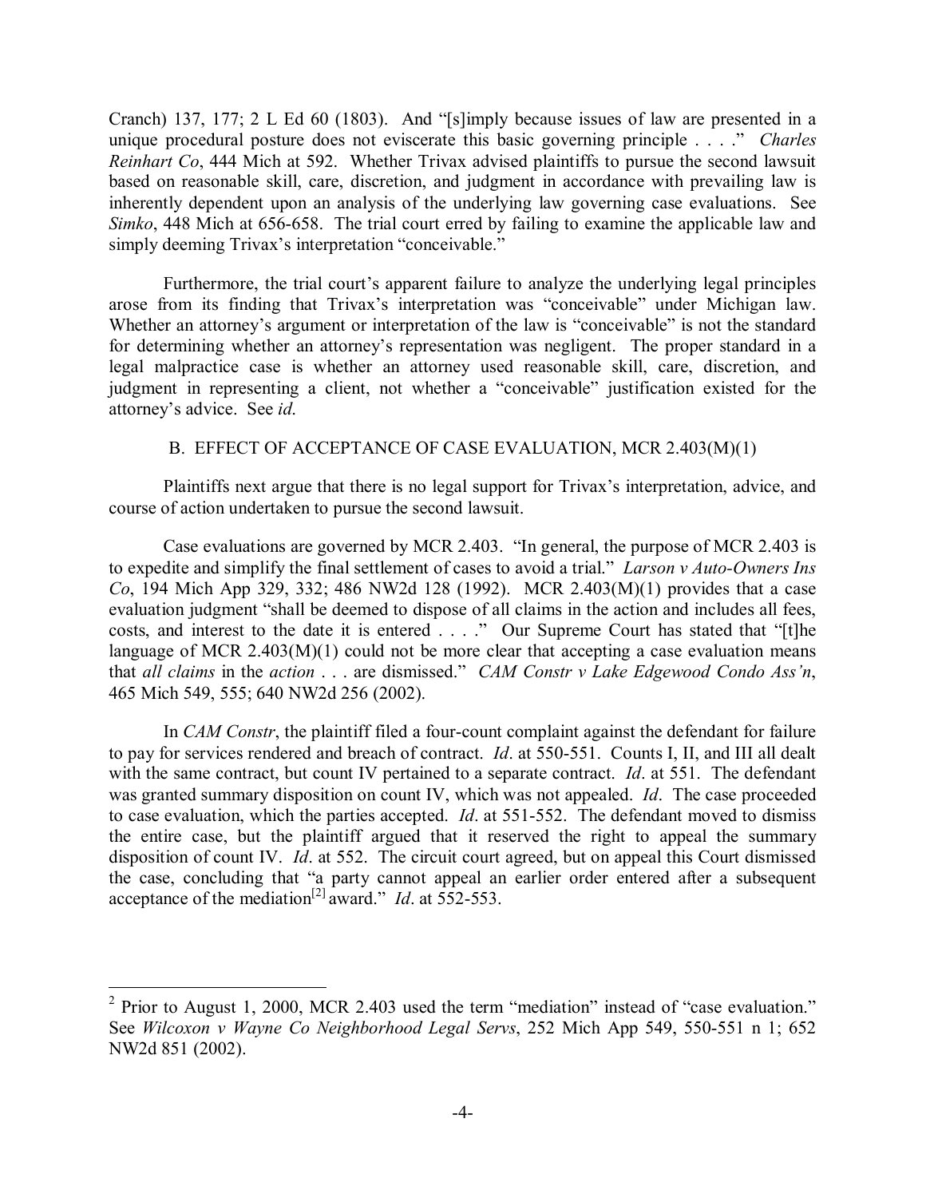Cranch) 137, 177; 2 L Ed 60 (1803). And "[s]imply because issues of law are presented in a unique procedural posture does not eviscerate this basic governing principle . . . ." *Charles Reinhart Co*, 444 Mich at 592. Whether Trivax advised plaintiffs to pursue the second lawsuit based on reasonable skill, care, discretion, and judgment in accordance with prevailing law is inherently dependent upon an analysis of the underlying law governing case evaluations. See *Simko*, 448 Mich at 656-658. The trial court erred by failing to examine the applicable law and simply deeming Trivax's interpretation "conceivable."

Furthermore, the trial court's apparent failure to analyze the underlying legal principles arose from its finding that Trivax's interpretation was "conceivable" under Michigan law. Whether an attorney's argument or interpretation of the law is "conceivable" is not the standard for determining whether an attorney's representation was negligent. The proper standard in a legal malpractice case is whether an attorney used reasonable skill, care, discretion, and judgment in representing a client, not whether a "conceivable" justification existed for the attorney's advice. See *id*.

### B. EFFECT OF ACCEPTANCE OF CASE EVALUATION, MCR 2.403(M)(1)

Plaintiffs next argue that there is no legal support for Trivax's interpretation, advice, and course of action undertaken to pursue the second lawsuit.

Case evaluations are governed by MCR 2.403. "In general, the purpose of MCR 2.403 is to expedite and simplify the final settlement of cases to avoid a trial." *Larson v Auto-Owners Ins Co*, 194 Mich App 329, 332; 486 NW2d 128 (1992). MCR 2.403(M)(1) provides that a case evaluation judgment "shall be deemed to dispose of all claims in the action and includes all fees, costs, and interest to the date it is entered . . . ." Our Supreme Court has stated that "[t]he language of MCR 2.403(M)(1) could not be more clear that accepting a case evaluation means that *all claims* in the *action* . . . are dismissed." *CAM Constr v Lake Edgewood Condo Ass'n*, 465 Mich 549, 555; 640 NW2d 256 (2002).

In *CAM Constr*, the plaintiff filed a four-count complaint against the defendant for failure to pay for services rendered and breach of contract. *Id*. at 550-551. Counts I, II, and III all dealt with the same contract, but count IV pertained to a separate contract. *Id*. at 551. The defendant was granted summary disposition on count IV, which was not appealed. *Id*. The case proceeded to case evaluation, which the parties accepted. *Id*. at 551-552. The defendant moved to dismiss the entire case, but the plaintiff argued that it reserved the right to appeal the summary disposition of count IV. *Id*. at 552. The circuit court agreed, but on appeal this Court dismissed the case, concluding that "a party cannot appeal an earlier order entered after a subsequent acceptance of the mediation[2] award." *Id*. at 552-553.

---

[2] Prior to August 1, 2000, MCR 2.403 used the term "mediation" instead of "case evaluation." See *Wilcoxon v Wayne Co Neighborhood Legal Servs*, 252 Mich App 549, 550-551 n 1; 652 NW2d 851 (2002).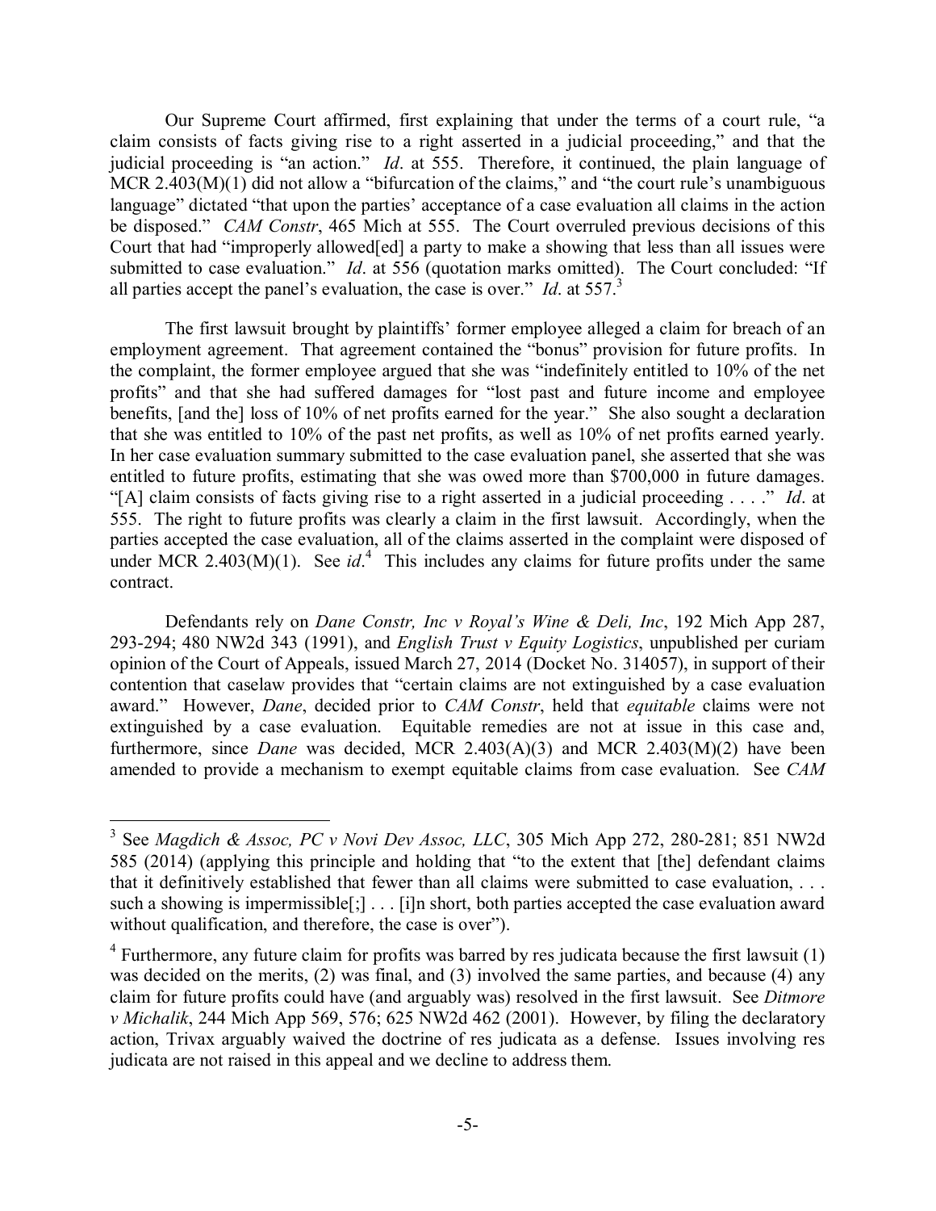Our Supreme Court affirmed, first explaining that under the terms of a court rule, "a claim consists of facts giving rise to a right asserted in a judicial proceeding," and that the judicial proceeding is "an action." *Id*. at 555. Therefore, it continued, the plain language of MCR 2.403(M)(1) did not allow a "bifurcation of the claims," and "the court rule's unambiguous language" dictated "that upon the parties' acceptance of a case evaluation all claims in the action be disposed." *CAM Constr*, 465 Mich at 555. The Court overruled previous decisions of this Court that had "improperly allowed[ed] a party to make a showing that less than all issues were submitted to case evaluation." *Id*. at 556 (quotation marks omitted). The Court concluded: "If all parties accept the panel's evaluation, the case is over." *Id*. at 557.[3]

The first lawsuit brought by plaintiffs' former employee alleged a claim for breach of an employment agreement. That agreement contained the "bonus" provision for future profits. In the complaint, the former employee argued that she was "indefinitely entitled to 10% of the net profits" and that she had suffered damages for "lost past and future income and employee benefits, [and the] loss of 10% of net profits earned for the year." She also sought a declaration that she was entitled to 10% of the past net profits, as well as 10% of net profits earned yearly. In her case evaluation summary submitted to the case evaluation panel, she asserted that she was entitled to future profits, estimating that she was owed more than $700,000 in future damages. "[A] claim consists of facts giving rise to a right asserted in a judicial proceeding . . . ." *Id*. at 555. The right to future profits was clearly a claim in the first lawsuit. Accordingly, when the parties accepted the case evaluation, all of the claims asserted in the complaint were disposed of under MCR 2.403(M)(1). See *id*.[4] This includes any claims for future profits under the same contract.

Defendants rely on *Dane Constr, Inc v Royal's Wine & Deli, Inc*, 192 Mich App 287, 293-294; 480 NW2d 343 (1991), and *English Trust v Equity Logistics*, unpublished per curiam opinion of the Court of Appeals, issued March 27, 2014 (Docket No. 314057), in support of their contention that caselaw provides that "certain claims are not extinguished by a case evaluation award." However, *Dane*, decided prior to *CAM Constr*, held that *equitable* claims were not extinguished by a case evaluation. Equitable remedies are not at issue in this case and, furthermore, since *Dane* was decided, MCR 2.403(A)(3) and MCR 2.403(M)(2) have been amended to provide a mechanism to exempt equitable claims from case evaluation. See *CAM*

---

[3] See *Magdich & Assoc, PC v Novi Dev Assoc, LLC*, 305 Mich App 272, 280-281; 851 NW2d 585 (2014) (applying this principle and holding that "to the extent that [the] defendant claims that it definitively established that fewer than all claims were submitted to case evaluation, . . . such a showing is impermissible[;] . . . [i]n short, both parties accepted the case evaluation award without qualification, and therefore, the case is over").

[4] Furthermore, any future claim for profits was barred by res judicata because the first lawsuit (1) was decided on the merits, (2) was final, and (3) involved the same parties, and because (4) any claim for future profits could have (and arguably was) resolved in the first lawsuit. See *Ditmore v Michalik*, 244 Mich App 569, 576; 625 NW2d 462 (2001). However, by filing the declaratory action, Trivax arguably waived the doctrine of res judicata as a defense. Issues involving res judicata are not raised in this appeal and we decline to address them.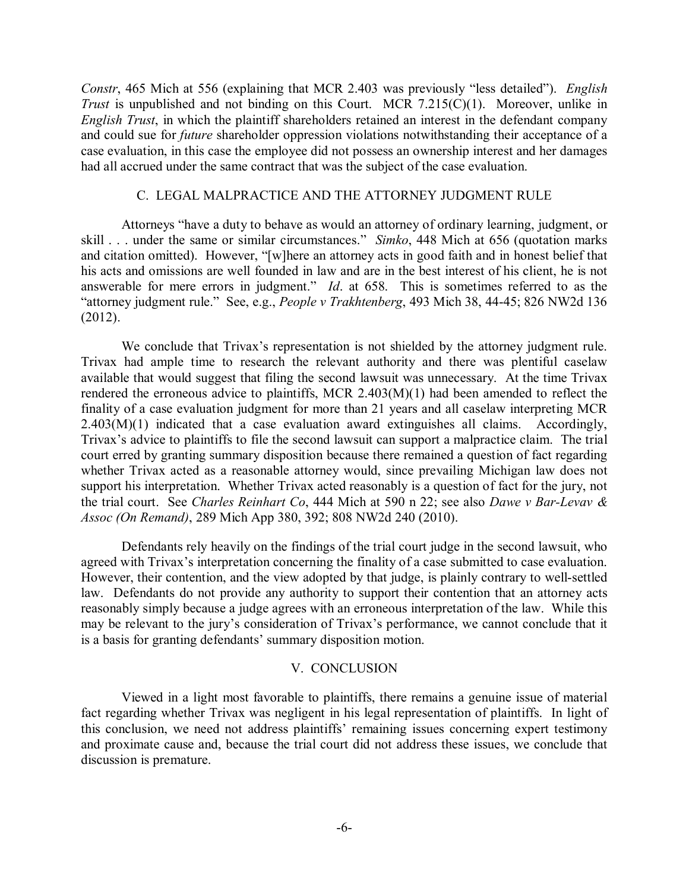*Constr*, 465 Mich at 556 (explaining that MCR 2.403 was previously "less detailed"). *English Trust* is unpublished and not binding on this Court. MCR 7.215(C)(1). Moreover, unlike in *English Trust*, in which the plaintiff shareholders retained an interest in the defendant company and could sue for *future* shareholder oppression violations notwithstanding their acceptance of a case evaluation, in this case the employee did not possess an ownership interest and her damages had all accrued under the same contract that was the subject of the case evaluation.

### C. LEGAL MALPRACTICE AND THE ATTORNEY JUDGMENT RULE

Attorneys "have a duty to behave as would an attorney of ordinary learning, judgment, or skill . . . under the same or similar circumstances." *Simko*, 448 Mich at 656 (quotation marks and citation omitted). However, "[w]here an attorney acts in good faith and in honest belief that his acts and omissions are well founded in law and are in the best interest of his client, he is not answerable for mere errors in judgment." *Id*. at 658. This is sometimes referred to as the "attorney judgment rule." See, e.g., *People v Trakhtenberg*, 493 Mich 38, 44-45; 826 NW2d 136 (2012).

We conclude that Trivax's representation is not shielded by the attorney judgment rule. Trivax had ample time to research the relevant authority and there was plentiful caselaw available that would suggest that filing the second lawsuit was unnecessary. At the time Trivax rendered the erroneous advice to plaintiffs, MCR 2.403(M)(1) had been amended to reflect the finality of a case evaluation judgment for more than 21 years and all caselaw interpreting MCR 2.403(M)(1) indicated that a case evaluation award extinguishes all claims. Accordingly, Trivax's advice to plaintiffs to file the second lawsuit can support a malpractice claim. The trial court erred by granting summary disposition because there remained a question of fact regarding whether Trivax acted as a reasonable attorney would, since prevailing Michigan law does not support his interpretation. Whether Trivax acted reasonably is a question of fact for the jury, not the trial court. See *Charles Reinhart Co*, 444 Mich at 590 n 22; see also *Dawe v Bar-Levav & Assoc (On Remand)*, 289 Mich App 380, 392; 808 NW2d 240 (2010).

Defendants rely heavily on the findings of the trial court judge in the second lawsuit, who agreed with Trivax's interpretation concerning the finality of a case submitted to case evaluation. However, their contention, and the view adopted by that judge, is plainly contrary to well-settled law. Defendants do not provide any authority to support their contention that an attorney acts reasonably simply because a judge agrees with an erroneous interpretation of the law. While this may be relevant to the jury's consideration of Trivax's performance, we cannot conclude that it is a basis for granting defendants' summary disposition motion.

## V. CONCLUSION

Viewed in a light most favorable to plaintiffs, there remains a genuine issue of material fact regarding whether Trivax was negligent in his legal representation of plaintiffs. In light of this conclusion, we need not address plaintiffs' remaining issues concerning expert testimony and proximate cause and, because the trial court did not address these issues, we conclude that discussion is premature.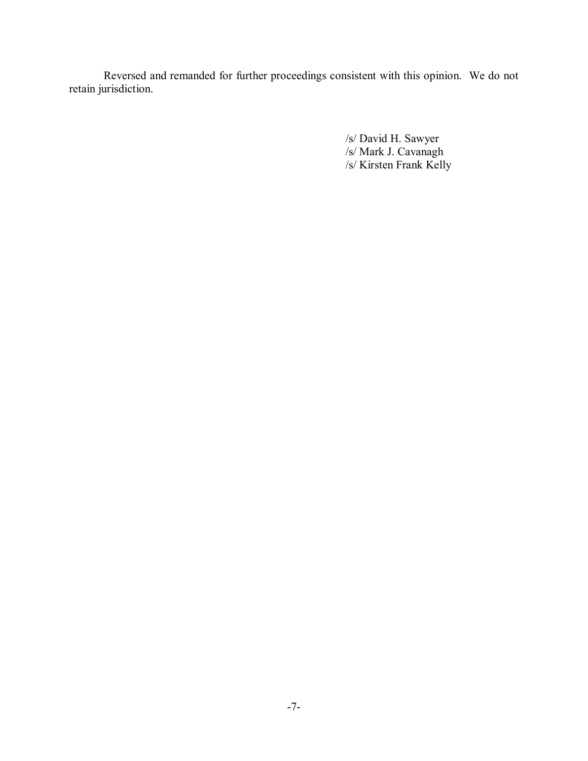Reversed and remanded for further proceedings consistent with this opinion. We do not retain jurisdiction.

/s/ David H. Sawyer
/s/ Mark J. Cavanagh
/s/ Kirsten Frank Kelly